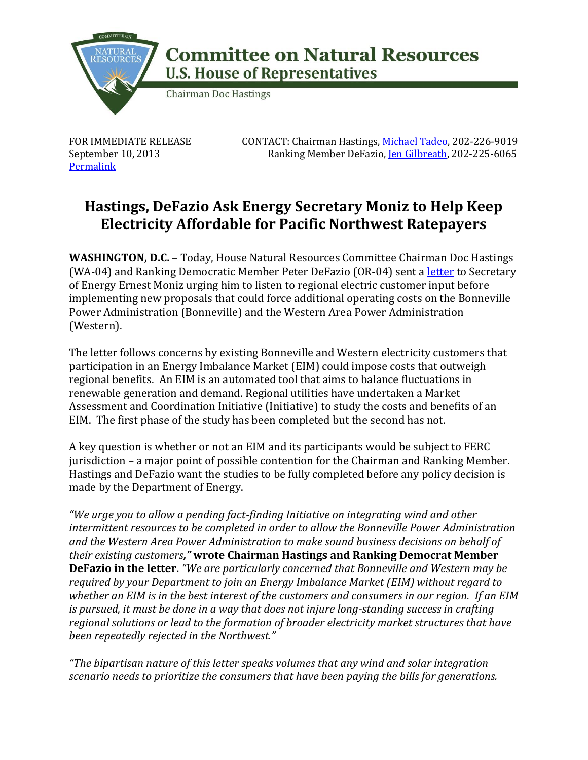# Committee on Natural Resources

## U.S. House of Representatives

Chairman Doc Hastings

FOR IMMEDIATE RELEASE
September 10, 2013
[Permalink]

CONTACT: Chairman Hastings, [Michael Tadeo], 202-226-9019
Ranking Member DeFazio, [Jen Gilbreath], 202-225-6065

# Hastings, DeFazio Ask Energy Secretary Moniz to Help Keep Electricity Affordable for Pacific Northwest Ratepayers

**WASHINGTON, D.C.** – Today, House Natural Resources Committee Chairman Doc Hastings (WA-04) and Ranking Democratic Member Peter DeFazio (OR-04) sent a [letter] to Secretary of Energy Ernest Moniz urging him to listen to regional electric customer input before implementing new proposals that could force additional operating costs on the Bonneville Power Administration (Bonneville) and the Western Area Power Administration (Western).

The letter follows concerns by existing Bonneville and Western electricity customers that participation in an Energy Imbalance Market (EIM) could impose costs that outweigh regional benefits. An EIM is an automated tool that aims to balance fluctuations in renewable generation and demand. Regional utilities have undertaken a Market Assessment and Coordination Initiative (Initiative) to study the costs and benefits of an EIM. The first phase of the study has been completed but the second has not.

A key question is whether or not an EIM and its participants would be subject to FERC jurisdiction – a major point of possible contention for the Chairman and Ranking Member. Hastings and DeFazio want the studies to be fully completed before any policy decision is made by the Department of Energy.

*"We urge you to allow a pending fact-finding Initiative on integrating wind and other intermittent resources to be completed in order to allow the Bonneville Power Administration and the Western Area Power Administration to make sound business decisions on behalf of their existing customers,"* **wrote Chairman Hastings and Ranking Democrat Member DeFazio in the letter.** *"We are particularly concerned that Bonneville and Western may be required by your Department to join an Energy Imbalance Market (EIM) without regard to whether an EIM is in the best interest of the customers and consumers in our region. If an EIM is pursued, it must be done in a way that does not injure long-standing success in crafting regional solutions or lead to the formation of broader electricity market structures that have been repeatedly rejected in the Northwest."*

*"The bipartisan nature of this letter speaks volumes that any wind and solar integration scenario needs to prioritize the consumers that have been paying the bills for generations.*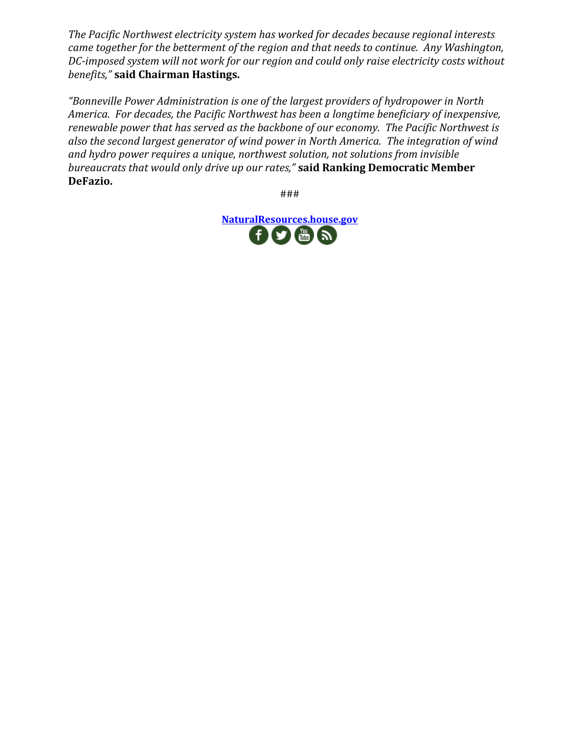*The Pacific Northwest electricity system has worked for decades because regional interests came together for the betterment of the region and that needs to continue. Any Washington, DC-imposed system will not work for our region and could only raise electricity costs without benefits,"* **said Chairman Hastings.**

*"Bonneville Power Administration is one of the largest providers of hydropower in North America. For decades, the Pacific Northwest has been a longtime beneficiary of inexpensive, renewable power that has served as the backbone of our economy. The Pacific Northwest is also the second largest generator of wind power in North America. The integration of wind and hydro power requires a unique, northwest solution, not solutions from invisible bureaucrats that would only drive up our rates,"* **said Ranking Democratic Member DeFazio.**

###

**NaturalResources.house.gov**